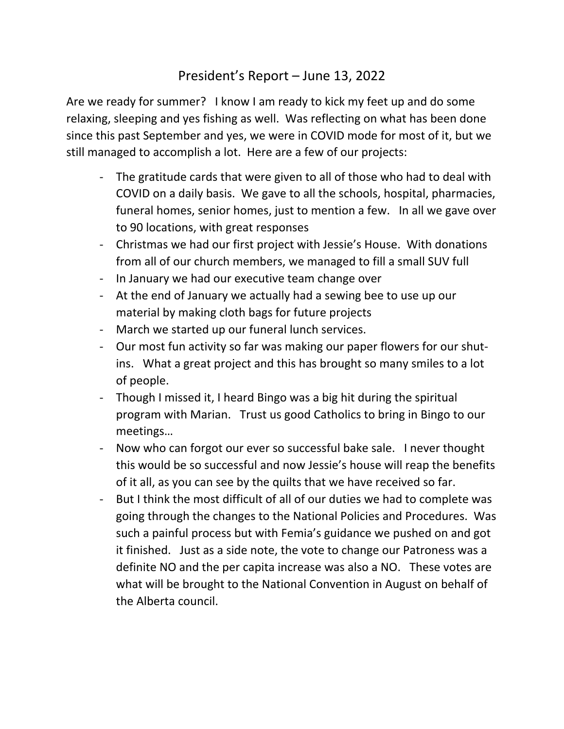# President's Report – June 13, 2022

Are we ready for summer? I know I am ready to kick my feet up and do some relaxing, sleeping and yes fishing as well. Was reflecting on what has been done since this past September and yes, we were in COVID mode for most of it, but we still managed to accomplish a lot. Here are a few of our projects:

- The gratitude cards that were given to all of those who had to deal with COVID on a daily basis. We gave to all the schools, hospital, pharmacies, funeral homes, senior homes, just to mention a few. In all we gave over to 90 locations, with great responses
- Christmas we had our first project with Jessie's House. With donations from all of our church members, we managed to fill a small SUV full
- In January we had our executive team change over
- At the end of January we actually had a sewing bee to use up our material by making cloth bags for future projects
- March we started up our funeral lunch services.
- Our most fun activity so far was making our paper flowers for our shut-ins. What a great project and this has brought so many smiles to a lot of people.
- Though I missed it, I heard Bingo was a big hit during the spiritual program with Marian. Trust us good Catholics to bring in Bingo to our meetings…
- Now who can forgot our ever so successful bake sale. I never thought this would be so successful and now Jessie's house will reap the benefits of it all, as you can see by the quilts that we have received so far.
- But I think the most difficult of all of our duties we had to complete was going through the changes to the National Policies and Procedures. Was such a painful process but with Femia's guidance we pushed on and got it finished. Just as a side note, the vote to change our Patroness was a definite NO and the per capita increase was also a NO. These votes are what will be brought to the National Convention in August on behalf of the Alberta council.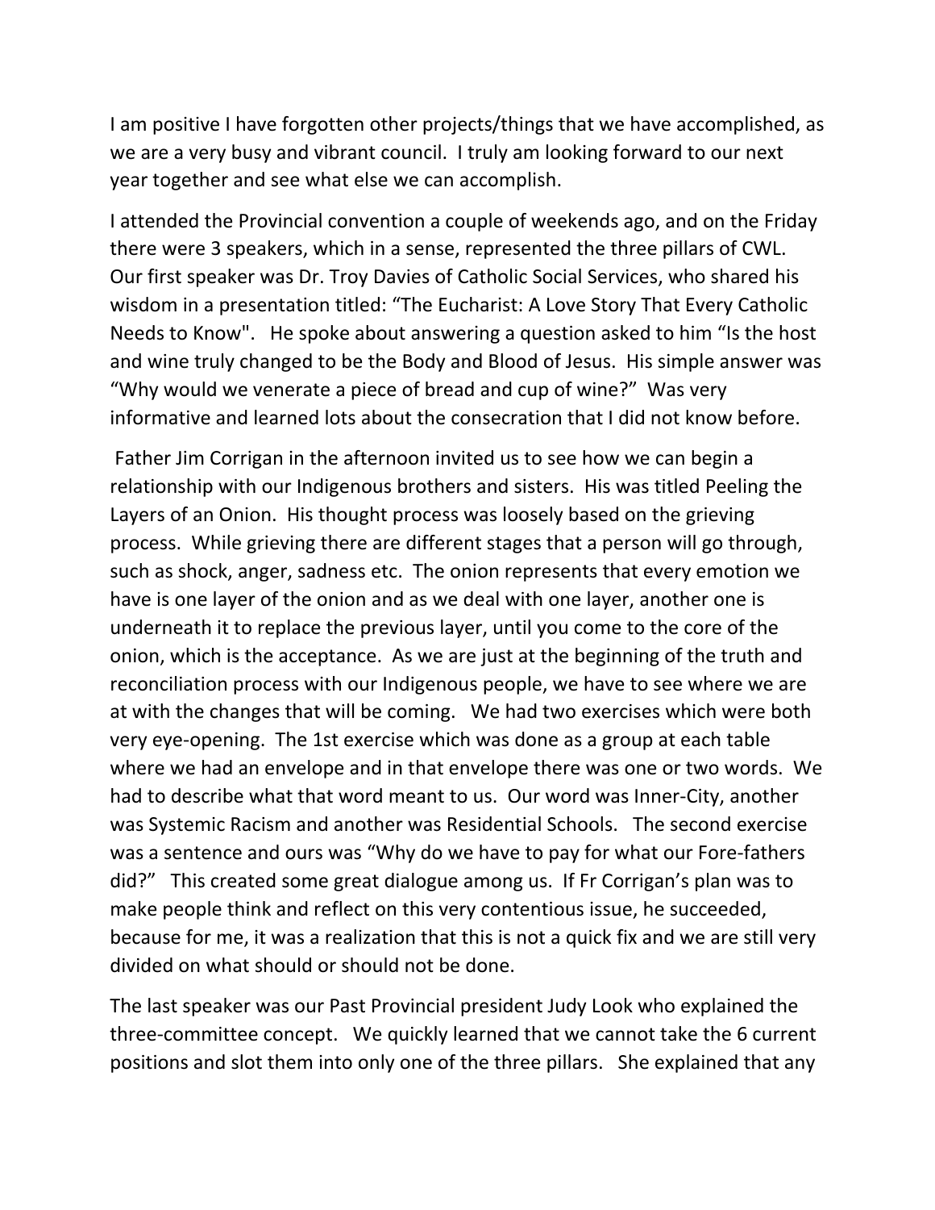I am positive I have forgotten other projects/things that we have accomplished, as we are a very busy and vibrant council. I truly am looking forward to our next year together and see what else we can accomplish.

I attended the Provincial convention a couple of weekends ago, and on the Friday there were 3 speakers, which in a sense, represented the three pillars of CWL. Our first speaker was Dr. Troy Davies of Catholic Social Services, who shared his wisdom in a presentation titled: "The Eucharist: A Love Story That Every Catholic Needs to Know". He spoke about answering a question asked to him "Is the host and wine truly changed to be the Body and Blood of Jesus. His simple answer was "Why would we venerate a piece of bread and cup of wine?" Was very informative and learned lots about the consecration that I did not know before.

Father Jim Corrigan in the afternoon invited us to see how we can begin a relationship with our Indigenous brothers and sisters. His was titled Peeling the Layers of an Onion. His thought process was loosely based on the grieving process. While grieving there are different stages that a person will go through, such as shock, anger, sadness etc. The onion represents that every emotion we have is one layer of the onion and as we deal with one layer, another one is underneath it to replace the previous layer, until you come to the core of the onion, which is the acceptance. As we are just at the beginning of the truth and reconciliation process with our Indigenous people, we have to see where we are at with the changes that will be coming. We had two exercises which were both very eye-opening. The 1st exercise which was done as a group at each table where we had an envelope and in that envelope there was one or two words. We had to describe what that word meant to us. Our word was Inner-City, another was Systemic Racism and another was Residential Schools. The second exercise was a sentence and ours was "Why do we have to pay for what our Fore-fathers did?" This created some great dialogue among us. If Fr Corrigan's plan was to make people think and reflect on this very contentious issue, he succeeded, because for me, it was a realization that this is not a quick fix and we are still very divided on what should or should not be done.

The last speaker was our Past Provincial president Judy Look who explained the three-committee concept. We quickly learned that we cannot take the 6 current positions and slot them into only one of the three pillars. She explained that any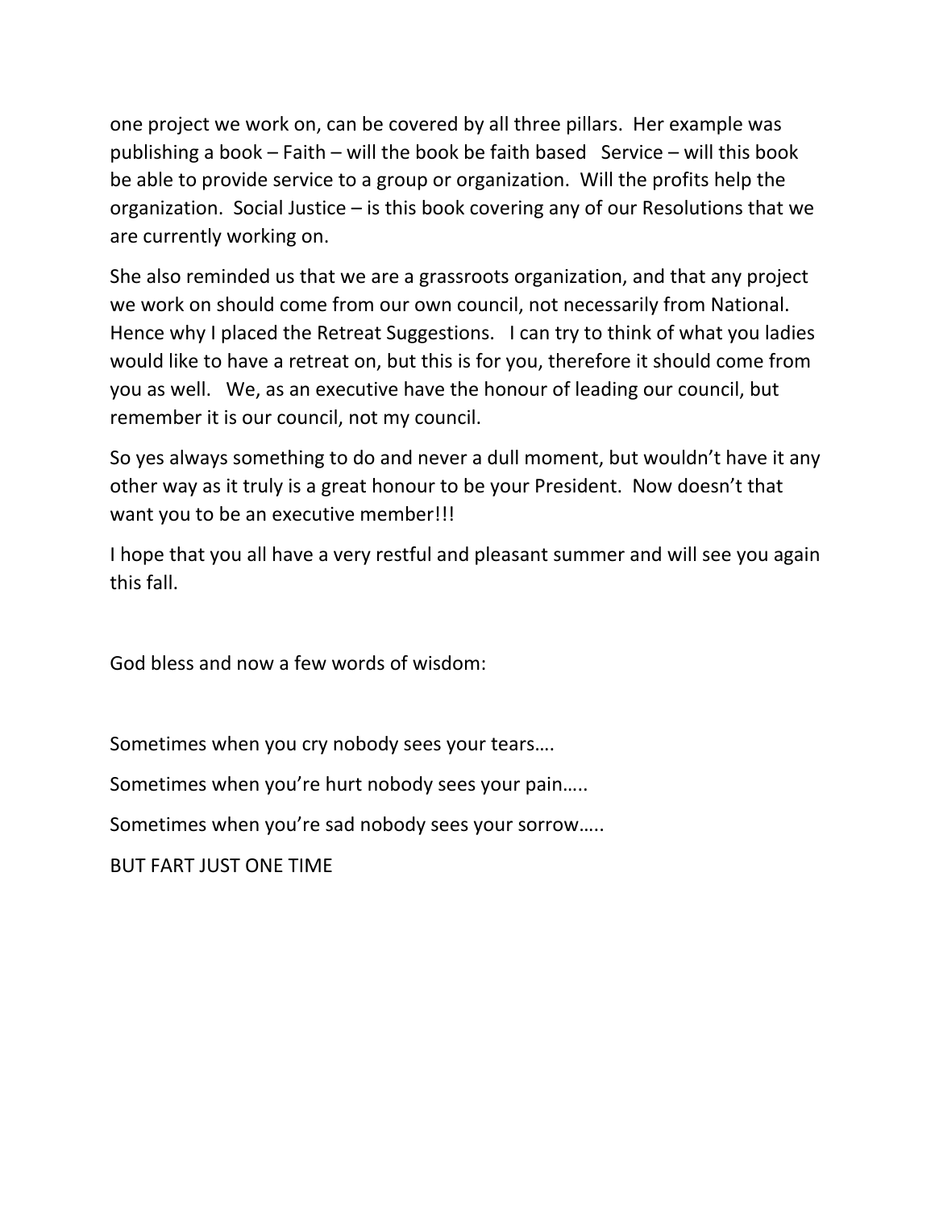one project we work on, can be covered by all three pillars.  Her example was publishing a book – Faith – will the book be faith based   Service – will this book be able to provide service to a group or organization.  Will the profits help the organization.  Social Justice – is this book covering any of our Resolutions that we are currently working on.

She also reminded us that we are a grassroots organization, and that any project we work on should come from our own council, not necessarily from National. Hence why I placed the Retreat Suggestions.   I can try to think of what you ladies would like to have a retreat on, but this is for you, therefore it should come from you as well.   We, as an executive have the honour of leading our council, but remember it is our council, not my council.

So yes always something to do and never a dull moment, but wouldn't have it any other way as it truly is a great honour to be your President.  Now doesn't that want you to be an executive member!!!

I hope that you all have a very restful and pleasant summer and will see you again this fall.

God bless and now a few words of wisdom:

Sometimes when you cry nobody sees your tears….

Sometimes when you're hurt nobody sees your pain…..

Sometimes when you're sad nobody sees your sorrow…..

BUT FART JUST ONE TIME